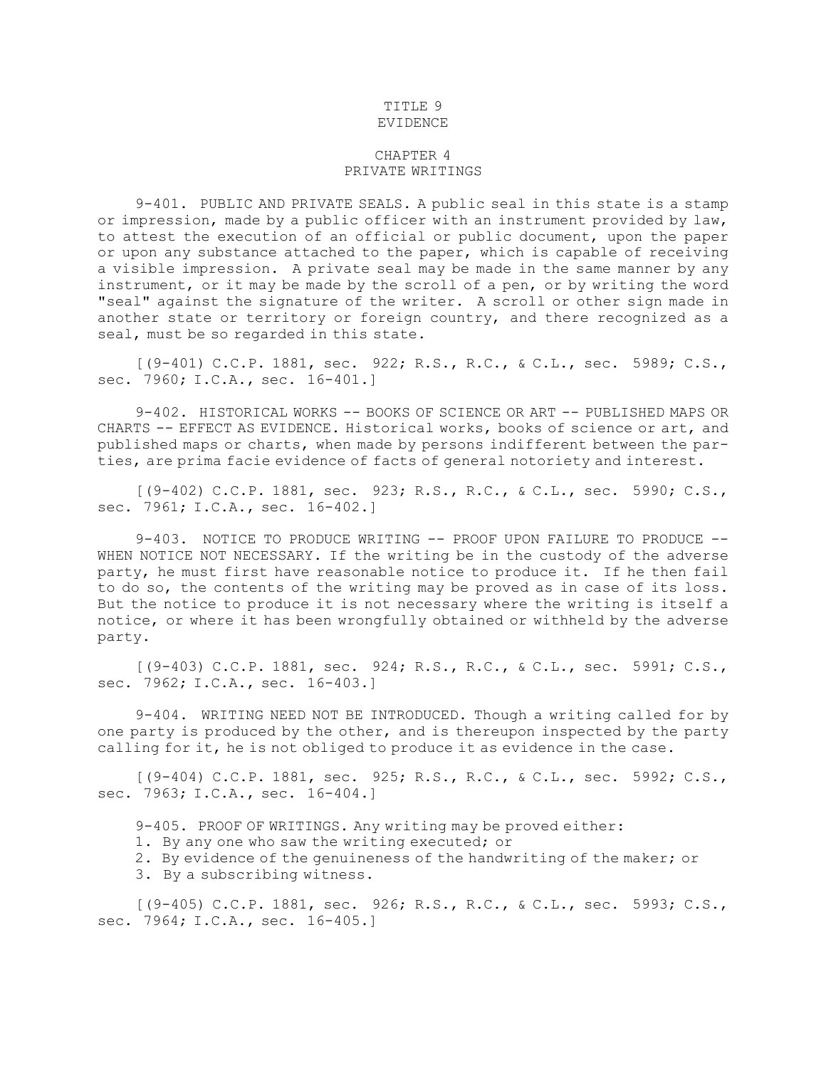# TITLE 9
# EVIDENCE

## CHAPTER 4
## PRIVATE WRITINGS

9-401. PUBLIC AND PRIVATE SEALS. A public seal in this state is a stamp or impression, made by a public officer with an instrument provided by law, to attest the execution of an official or public document, upon the paper or upon any substance attached to the paper, which is capable of receiving a visible impression. A private seal may be made in the same manner by any instrument, or it may be made by the scroll of a pen, or by writing the word "seal" against the signature of the writer. A scroll or other sign made in another state or territory or foreign country, and there recognized as a seal, must be so regarded in this state.

[(9-401) C.C.P. 1881, sec. 922; R.S., R.C., & C.L., sec. 5989; C.S., sec. 7960; I.C.A., sec. 16-401.]

9-402. HISTORICAL WORKS -- BOOKS OF SCIENCE OR ART -- PUBLISHED MAPS OR CHARTS -- EFFECT AS EVIDENCE. Historical works, books of science or art, and published maps or charts, when made by persons indifferent between the parties, are prima facie evidence of facts of general notoriety and interest.

[(9-402) C.C.P. 1881, sec. 923; R.S., R.C., & C.L., sec. 5990; C.S., sec. 7961; I.C.A., sec. 16-402.]

9-403. NOTICE TO PRODUCE WRITING -- PROOF UPON FAILURE TO PRODUCE -- WHEN NOTICE NOT NECESSARY. If the writing be in the custody of the adverse party, he must first have reasonable notice to produce it. If he then fail to do so, the contents of the writing may be proved as in case of its loss. But the notice to produce it is not necessary where the writing is itself a notice, or where it has been wrongfully obtained or withheld by the adverse party.

[(9-403) C.C.P. 1881, sec. 924; R.S., R.C., & C.L., sec. 5991; C.S., sec. 7962; I.C.A., sec. 16-403.]

9-404. WRITING NEED NOT BE INTRODUCED. Though a writing called for by one party is produced by the other, and is thereupon inspected by the party calling for it, he is not obliged to produce it as evidence in the case.

[(9-404) C.C.P. 1881, sec. 925; R.S., R.C., & C.L., sec. 5992; C.S., sec. 7963; I.C.A., sec. 16-404.]

9-405. PROOF OF WRITINGS. Any writing may be proved either:

1. By any one who saw the writing executed; or
2. By evidence of the genuineness of the handwriting of the maker; or
3. By a subscribing witness.

[(9-405) C.C.P. 1881, sec. 926; R.S., R.C., & C.L., sec. 5993; C.S., sec. 7964; I.C.A., sec. 16-405.]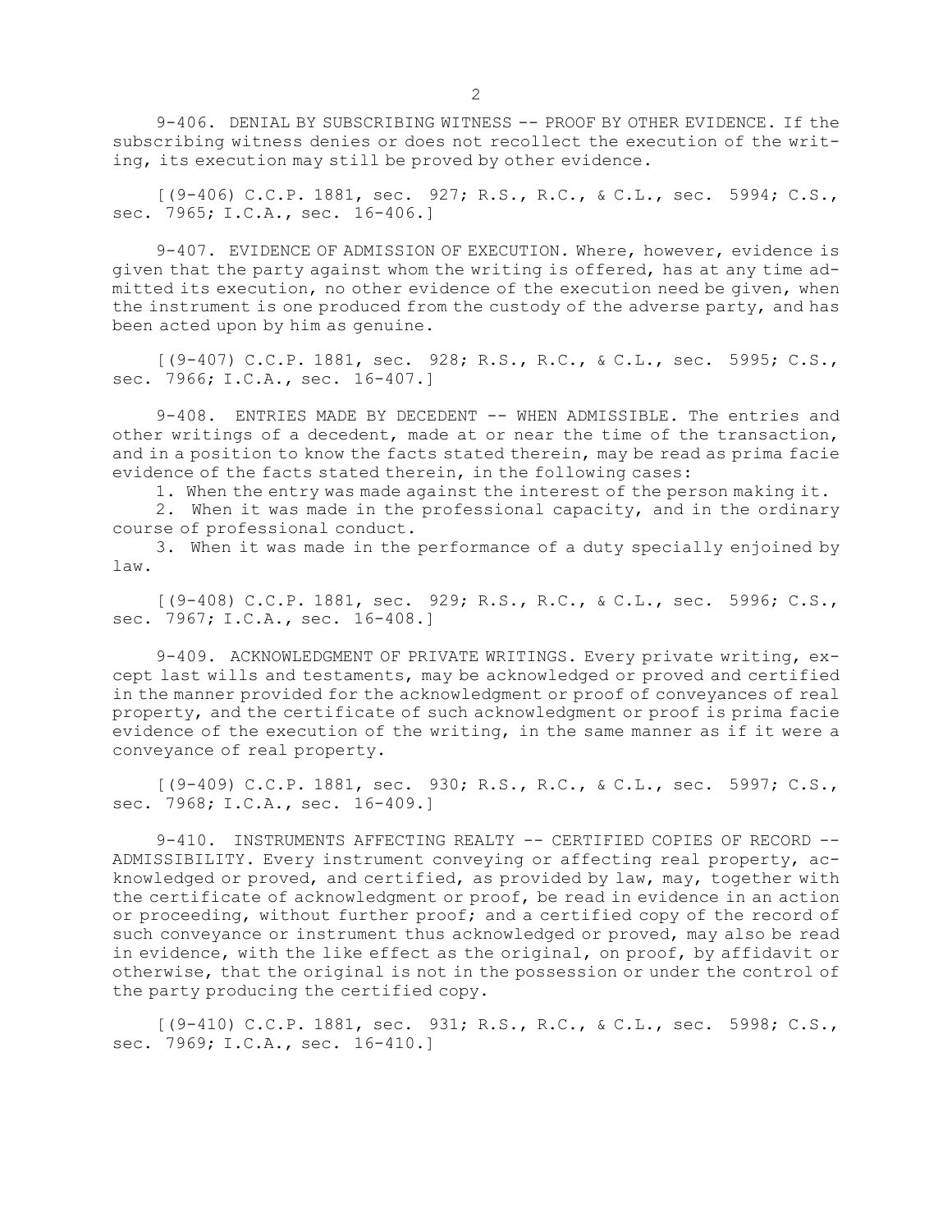9-406. DENIAL BY SUBSCRIBING WITNESS -- PROOF BY OTHER EVIDENCE. If the subscribing witness denies or does not recollect the execution of the writing, its execution may still be proved by other evidence.

[(9-406) C.C.P. 1881, sec. 927; R.S., R.C., & C.L., sec. 5994; C.S., sec. 7965; I.C.A., sec. 16-406.]

9-407. EVIDENCE OF ADMISSION OF EXECUTION. Where, however, evidence is given that the party against whom the writing is offered, has at any time admitted its execution, no other evidence of the execution need be given, when the instrument is one produced from the custody of the adverse party, and has been acted upon by him as genuine.

[(9-407) C.C.P. 1881, sec. 928; R.S., R.C., & C.L., sec. 5995; C.S., sec. 7966; I.C.A., sec. 16-407.]

9-408. ENTRIES MADE BY DECEDENT -- WHEN ADMISSIBLE. The entries and other writings of a decedent, made at or near the time of the transaction, and in a position to know the facts stated therein, may be read as prima facie evidence of the facts stated therein, in the following cases:

1. When the entry was made against the interest of the person making it.
2. When it was made in the professional capacity, and in the ordinary course of professional conduct.
3. When it was made in the performance of a duty specially enjoined by law.

[(9-408) C.C.P. 1881, sec. 929; R.S., R.C., & C.L., sec. 5996; C.S., sec. 7967; I.C.A., sec. 16-408.]

9-409. ACKNOWLEDGMENT OF PRIVATE WRITINGS. Every private writing, except last wills and testaments, may be acknowledged or proved and certified in the manner provided for the acknowledgment or proof of conveyances of real property, and the certificate of such acknowledgment or proof is prima facie evidence of the execution of the writing, in the same manner as if it were a conveyance of real property.

[(9-409) C.C.P. 1881, sec. 930; R.S., R.C., & C.L., sec. 5997; C.S., sec. 7968; I.C.A., sec. 16-409.]

9-410. INSTRUMENTS AFFECTING REALTY -- CERTIFIED COPIES OF RECORD -- ADMISSIBILITY. Every instrument conveying or affecting real property, acknowledged or proved, and certified, as provided by law, may, together with the certificate of acknowledgment or proof, be read in evidence in an action or proceeding, without further proof; and a certified copy of the record of such conveyance or instrument thus acknowledged or proved, may also be read in evidence, with the like effect as the original, on proof, by affidavit or otherwise, that the original is not in the possession or under the control of the party producing the certified copy.

[(9-410) C.C.P. 1881, sec. 931; R.S., R.C., & C.L., sec. 5998; C.S., sec. 7969; I.C.A., sec. 16-410.]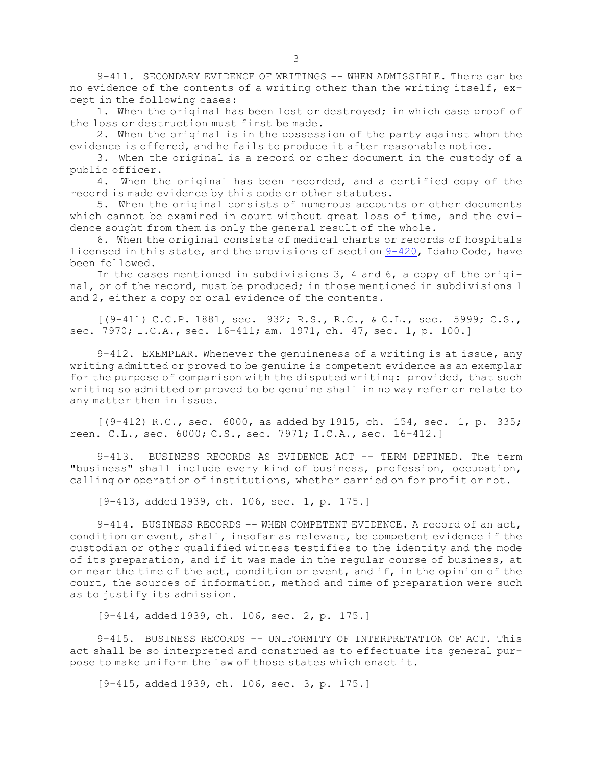9-411. SECONDARY EVIDENCE OF WRITINGS -- WHEN ADMISSIBLE. There can be no evidence of the contents of a writing other than the writing itself, except in the following cases:

1. When the original has been lost or destroyed; in which case proof of the loss or destruction must first be made.

2. When the original is in the possession of the party against whom the evidence is offered, and he fails to produce it after reasonable notice.

3. When the original is a record or other document in the custody of a public officer.

4. When the original has been recorded, and a certified copy of the record is made evidence by this code or other statutes.

5. When the original consists of numerous accounts or other documents which cannot be examined in court without great loss of time, and the evidence sought from them is only the general result of the whole.

6. When the original consists of medical charts or records of hospitals licensed in this state, and the provisions of section 9-420, Idaho Code, have been followed.

In the cases mentioned in subdivisions 3, 4 and 6, a copy of the original, or of the record, must be produced; in those mentioned in subdivisions 1 and 2, either a copy or oral evidence of the contents.

[(9-411) C.C.P. 1881, sec. 932; R.S., R.C., & C.L., sec. 5999; C.S., sec. 7970; I.C.A., sec. 16-411; am. 1971, ch. 47, sec. 1, p. 100.]

9-412. EXEMPLAR. Whenever the genuineness of a writing is at issue, any writing admitted or proved to be genuine is competent evidence as an exemplar for the purpose of comparison with the disputed writing: provided, that such writing so admitted or proved to be genuine shall in no way refer or relate to any matter then in issue.

[(9-412) R.C., sec. 6000, as added by 1915, ch. 154, sec. 1, p. 335; reen. C.L., sec. 6000; C.S., sec. 7971; I.C.A., sec. 16-412.]

9-413. BUSINESS RECORDS AS EVIDENCE ACT -- TERM DEFINED. The term "business" shall include every kind of business, profession, occupation, calling or operation of institutions, whether carried on for profit or not.

[9-413, added 1939, ch. 106, sec. 1, p. 175.]

9-414. BUSINESS RECORDS -- WHEN COMPETENT EVIDENCE. A record of an act, condition or event, shall, insofar as relevant, be competent evidence if the custodian or other qualified witness testifies to the identity and the mode of its preparation, and if it was made in the regular course of business, at or near the time of the act, condition or event, and if, in the opinion of the court, the sources of information, method and time of preparation were such as to justify its admission.

[9-414, added 1939, ch. 106, sec. 2, p. 175.]

9-415. BUSINESS RECORDS -- UNIFORMITY OF INTERPRETATION OF ACT. This act shall be so interpreted and construed as to effectuate its general purpose to make uniform the law of those states which enact it.

[9-415, added 1939, ch. 106, sec. 3, p. 175.]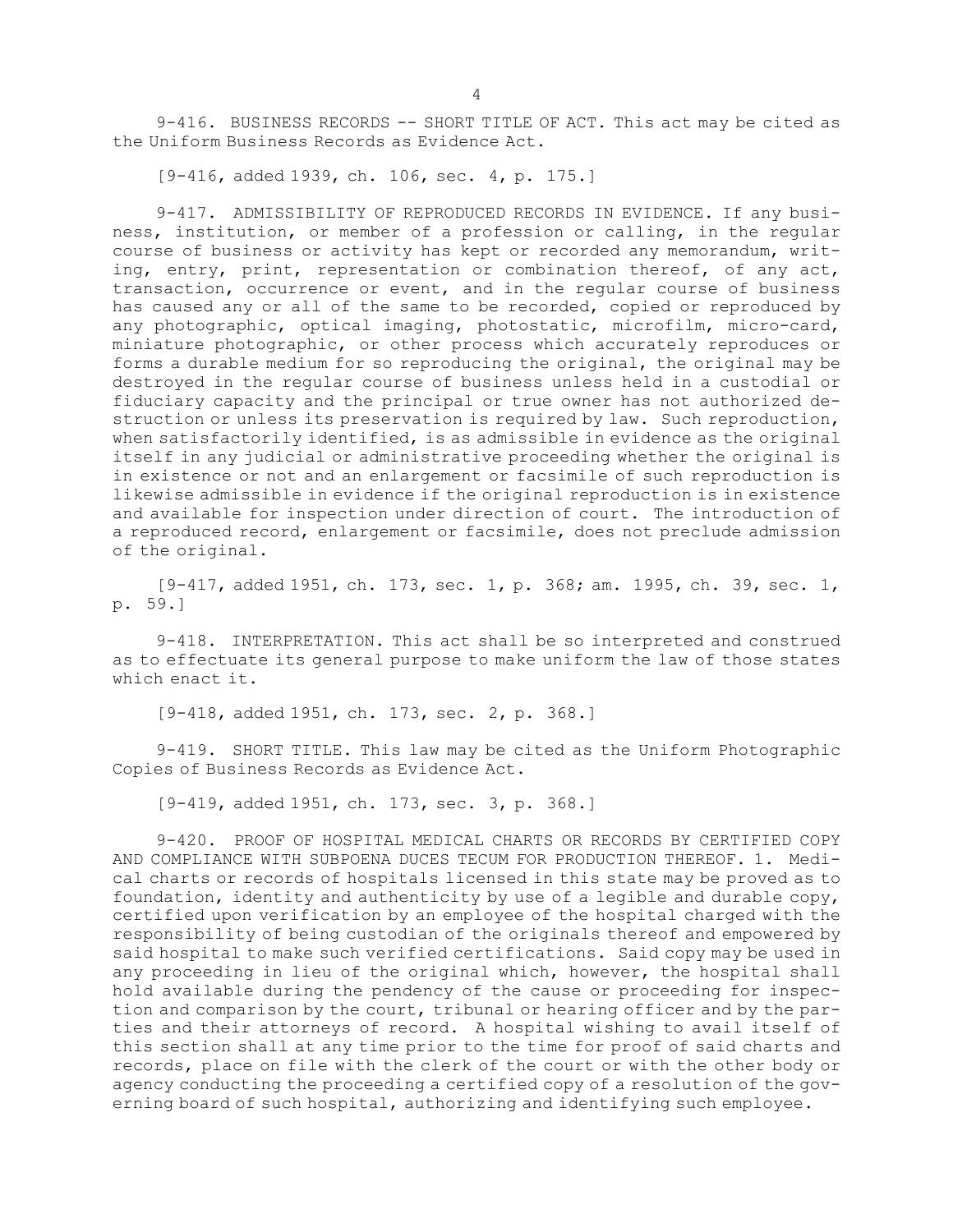9-416. BUSINESS RECORDS -- SHORT TITLE OF ACT. This act may be cited as the Uniform Business Records as Evidence Act.

[9-416, added 1939, ch. 106, sec. 4, p. 175.]

9-417. ADMISSIBILITY OF REPRODUCED RECORDS IN EVIDENCE. If any business, institution, or member of a profession or calling, in the regular course of business or activity has kept or recorded any memorandum, writing, entry, print, representation or combination thereof, of any act, transaction, occurrence or event, and in the regular course of business has caused any or all of the same to be recorded, copied or reproduced by any photographic, optical imaging, photostatic, microfilm, micro-card, miniature photographic, or other process which accurately reproduces or forms a durable medium for so reproducing the original, the original may be destroyed in the regular course of business unless held in a custodial or fiduciary capacity and the principal or true owner has not authorized destruction or unless its preservation is required by law. Such reproduction, when satisfactorily identified, is as admissible in evidence as the original itself in any judicial or administrative proceeding whether the original is in existence or not and an enlargement or facsimile of such reproduction is likewise admissible in evidence if the original reproduction is in existence and available for inspection under direction of court. The introduction of a reproduced record, enlargement or facsimile, does not preclude admission of the original.

[9-417, added 1951, ch. 173, sec. 1, p. 368; am. 1995, ch. 39, sec. 1, p. 59.]

9-418. INTERPRETATION. This act shall be so interpreted and construed as to effectuate its general purpose to make uniform the law of those states which enact it.

[9-418, added 1951, ch. 173, sec. 2, p. 368.]

9-419. SHORT TITLE. This law may be cited as the Uniform Photographic Copies of Business Records as Evidence Act.

[9-419, added 1951, ch. 173, sec. 3, p. 368.]

9-420. PROOF OF HOSPITAL MEDICAL CHARTS OR RECORDS BY CERTIFIED COPY AND COMPLIANCE WITH SUBPOENA DUCES TECUM FOR PRODUCTION THEREOF. 1. Medical charts or records of hospitals licensed in this state may be proved as to foundation, identity and authenticity by use of a legible and durable copy, certified upon verification by an employee of the hospital charged with the responsibility of being custodian of the originals thereof and empowered by said hospital to make such verified certifications. Said copy may be used in any proceeding in lieu of the original which, however, the hospital shall hold available during the pendency of the cause or proceeding for inspection and comparison by the court, tribunal or hearing officer and by the parties and their attorneys of record. A hospital wishing to avail itself of this section shall at any time prior to the time for proof of said charts and records, place on file with the clerk of the court or with the other body or agency conducting the proceeding a certified copy of a resolution of the governing board of such hospital, authorizing and identifying such employee.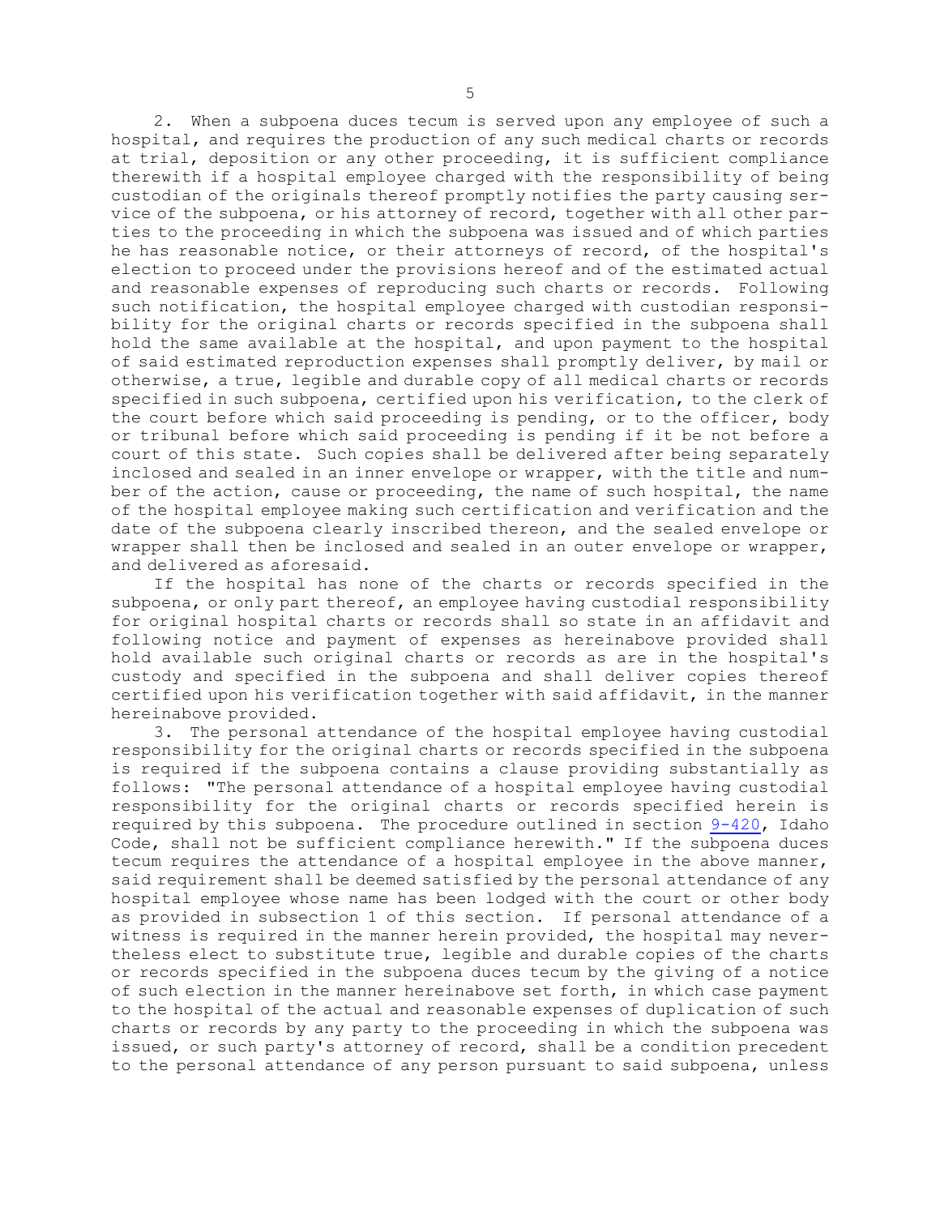2. When a subpoena duces tecum is served upon any employee of such a hospital, and requires the production of any such medical charts or records at trial, deposition or any other proceeding, it is sufficient compliance therewith if a hospital employee charged with the responsibility of being custodian of the originals thereof promptly notifies the party causing service of the subpoena, or his attorney of record, together with all other parties to the proceeding in which the subpoena was issued and of which parties he has reasonable notice, or their attorneys of record, of the hospital's election to proceed under the provisions hereof and of the estimated actual and reasonable expenses of reproducing such charts or records. Following such notification, the hospital employee charged with custodian responsibility for the original charts or records specified in the subpoena shall hold the same available at the hospital, and upon payment to the hospital of said estimated reproduction expenses shall promptly deliver, by mail or otherwise, a true, legible and durable copy of all medical charts or records specified in such subpoena, certified upon his verification, to the clerk of the court before which said proceeding is pending, or to the officer, body or tribunal before which said proceeding is pending if it be not before a court of this state. Such copies shall be delivered after being separately inclosed and sealed in an inner envelope or wrapper, with the title and number of the action, cause or proceeding, the name of such hospital, the name of the hospital employee making such certification and verification and the date of the subpoena clearly inscribed thereon, and the sealed envelope or wrapper shall then be inclosed and sealed in an outer envelope or wrapper, and delivered as aforesaid.

If the hospital has none of the charts or records specified in the subpoena, or only part thereof, an employee having custodial responsibility for original hospital charts or records shall so state in an affidavit and following notice and payment of expenses as hereinabove provided shall hold available such original charts or records as are in the hospital's custody and specified in the subpoena and shall deliver copies thereof certified upon his verification together with said affidavit, in the manner hereinabove provided.

3. The personal attendance of the hospital employee having custodial responsibility for the original charts or records specified in the subpoena is required if the subpoena contains a clause providing substantially as follows: "The personal attendance of a hospital employee having custodial responsibility for the original charts or records specified herein is required by this subpoena. The procedure outlined in section 9-420, Idaho Code, shall not be sufficient compliance herewith." If the subpoena duces tecum requires the attendance of a hospital employee in the above manner, said requirement shall be deemed satisfied by the personal attendance of any hospital employee whose name has been lodged with the court or other body as provided in subsection 1 of this section. If personal attendance of a witness is required in the manner herein provided, the hospital may nevertheless elect to substitute true, legible and durable copies of the charts or records specified in the subpoena duces tecum by the giving of a notice of such election in the manner hereinabove set forth, in which case payment to the hospital of the actual and reasonable expenses of duplication of such charts or records by any party to the proceeding in which the subpoena was issued, or such party's attorney of record, shall be a condition precedent to the personal attendance of any person pursuant to said subpoena, unless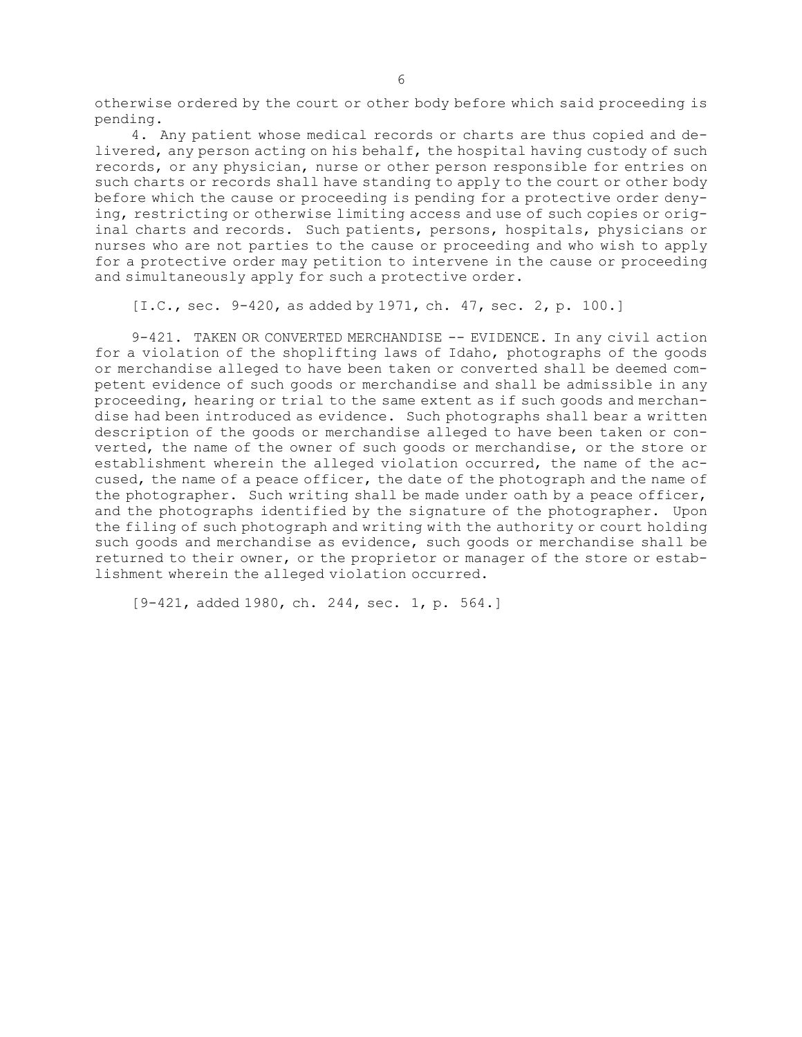otherwise ordered by the court or other body before which said proceeding is pending.

4. Any patient whose medical records or charts are thus copied and delivered, any person acting on his behalf, the hospital having custody of such records, or any physician, nurse or other person responsible for entries on such charts or records shall have standing to apply to the court or other body before which the cause or proceeding is pending for a protective order denying, restricting or otherwise limiting access and use of such copies or original charts and records. Such patients, persons, hospitals, physicians or nurses who are not parties to the cause or proceeding and who wish to apply for a protective order may petition to intervene in the cause or proceeding and simultaneously apply for such a protective order.

[I.C., sec. 9-420, as added by 1971, ch. 47, sec. 2, p. 100.]

9-421. TAKEN OR CONVERTED MERCHANDISE -- EVIDENCE. In any civil action for a violation of the shoplifting laws of Idaho, photographs of the goods or merchandise alleged to have been taken or converted shall be deemed competent evidence of such goods or merchandise and shall be admissible in any proceeding, hearing or trial to the same extent as if such goods and merchandise had been introduced as evidence. Such photographs shall bear a written description of the goods or merchandise alleged to have been taken or converted, the name of the owner of such goods or merchandise, or the store or establishment wherein the alleged violation occurred, the name of the accused, the name of a peace officer, the date of the photograph and the name of the photographer. Such writing shall be made under oath by a peace officer, and the photographs identified by the signature of the photographer. Upon the filing of such photograph and writing with the authority or court holding such goods and merchandise as evidence, such goods or merchandise shall be returned to their owner, or the proprietor or manager of the store or establishment wherein the alleged violation occurred.

[9-421, added 1980, ch. 244, sec. 1, p. 564.]